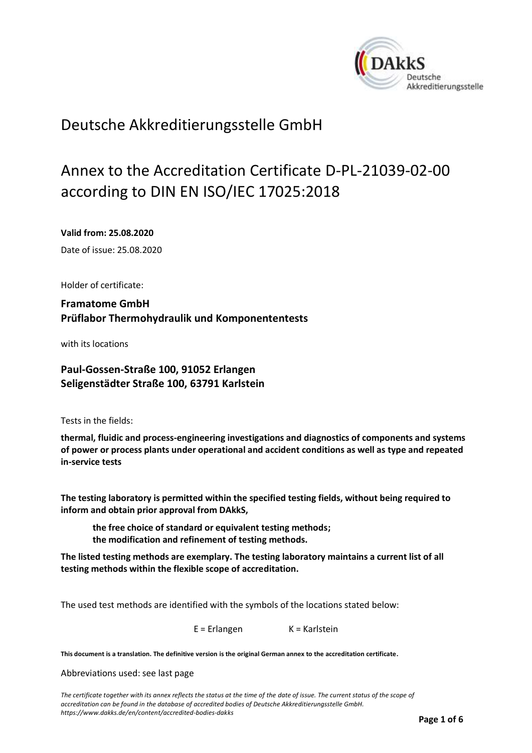# Deutsche Akkreditierungsstelle GmbH

## Annex to the Accreditation Certificate D-PL-21039-02-00 according to DIN EN ISO/IEC 17025:2018

**Valid from: 25.08.2020**

Date of issue: 25.08.2020

Holder of certificate:

**Framatome GmbH**
**Prüflabor Thermohydraulik und Komponententests**

with its locations

**Paul-Gossen-Straße 100, 91052 Erlangen**
**Seligenstädter Straße 100, 63791 Karlstein**

Tests in the fields:

**thermal, fluidic and process-engineering investigations and diagnostics of components and systems of power or process plants under operational and accident conditions as well as type and repeated in-service tests**

**The testing laboratory is permitted within the specified testing fields, without being required to inform and obtain prior approval from DAkkS,**

> **the free choice of standard or equivalent testing methods;**
> **the modification and refinement of testing methods.**

**The listed testing methods are exemplary. The testing laboratory maintains a current list of all testing methods within the flexible scope of accreditation.**

The used test methods are identified with the symbols of the locations stated below:

E = Erlangen K = Karlstein

**This document is a translation. The definitive version is the original German annex to the accreditation certificate.**

Abbreviations used: see last page

*The certificate together with its annex reflects the status at the time of the date of issue. The current status of the scope of accreditation can be found in the database of accredited bodies of Deutsche Akkreditierungsstelle GmbH. https://www.dakks.de/en/content/accredited-bodies-dakks*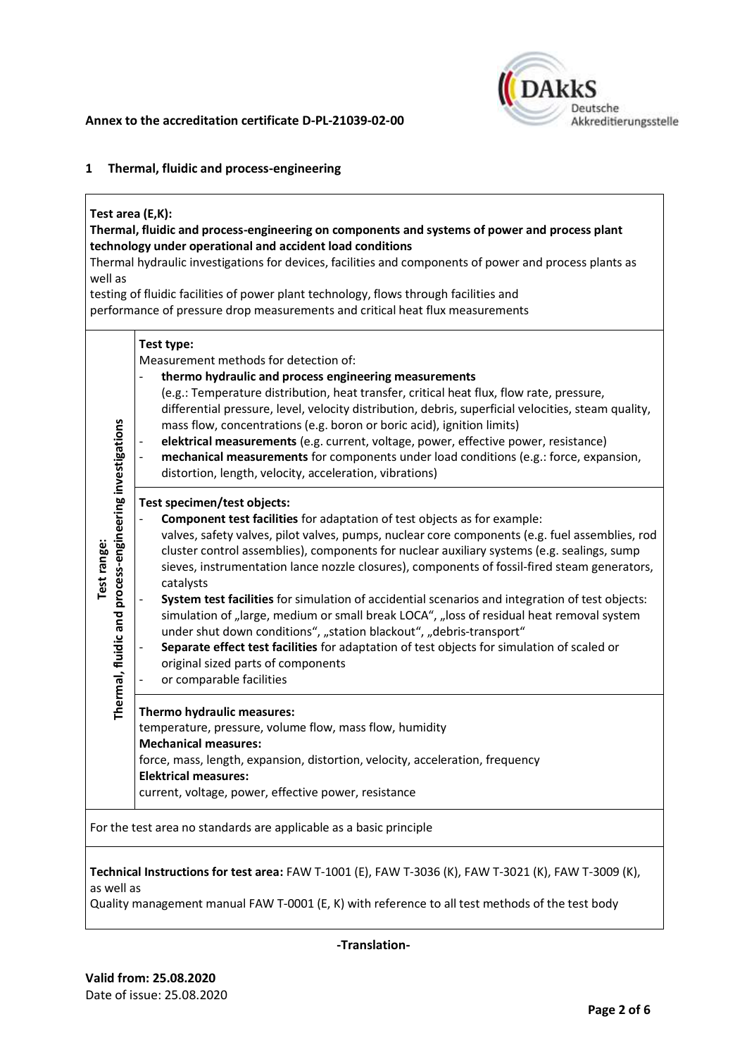**Annex to the accreditation certificate D-PL-21039-02-00**

## 1 Thermal, fluidic and process-engineering

**Test area (E,K):**
**Thermal, fluidic and process-engineering on components and systems of power and process plant technology under operational and accident load conditions**
Thermal hydraulic investigations for devices, facilities and components of power and process plants as well as
testing of fluidic facilities of power plant technology, flows through facilities and
performance of pressure drop measurements and critical heat flux measurements

| Test range: | |
|---|---|
| **Thermal, fluidic and process-engineering investigations** | **Test type:**<br>Measurement methods for detection of:<br>- **thermo hydraulic and process engineering measurements** (e.g.: Temperature distribution, heat transfer, critical heat flux, flow rate, pressure, differential pressure, level, velocity distribution, debris, superficial velocities, steam quality, mass flow, concentrations (e.g. boron or boric acid), ignition limits)<br>- **elektrical measurements** (e.g. current, voltage, power, effective power, resistance)<br>- **mechanical measurements** for components under load conditions (e.g.: force, expansion, distortion, length, velocity, acceleration, vibrations) |
| | **Test specimen/test objects:**<br>- **Component test facilities** for adaptation of test objects as for example: valves, safety valves, pilot valves, pumps, nuclear core components (e.g. fuel assemblies, rod cluster control assemblies), components for nuclear auxiliary systems (e.g. sealings, sump sieves, instrumentation lance nozzle closures), components of fossil-fired steam generators, catalysts<br>- **System test facilities** for simulation of accidential scenarios and integration of test objects: simulation of „large, medium or small break LOCA“, „loss of residual heat removal system under shut down conditions“, „station blackout“, „debris-transport“<br>- **Separate effect test facilities** for adaptation of test objects for simulation of scaled or original sized parts of components<br>- or comparable facilities |
| | **Thermo hydraulic measures:**<br>temperature, pressure, volume flow, mass flow, humidity<br>**Mechanical measures:**<br>force, mass, length, expansion, distortion, velocity, acceleration, frequency<br>**Elektrical measures:**<br>current, voltage, power, effective power, resistance |

For the test area no standards are applicable as a basic principle

**Technical Instructions for test area:** FAW T-1001 (E), FAW T-3036 (K), FAW T-3021 (K), FAW T-3009 (K), as well as
Quality management manual FAW T-0001 (E, K) with reference to all test methods of the test body

-Translation-

**Valid from: 25.08.2020**
Date of issue: 25.08.2020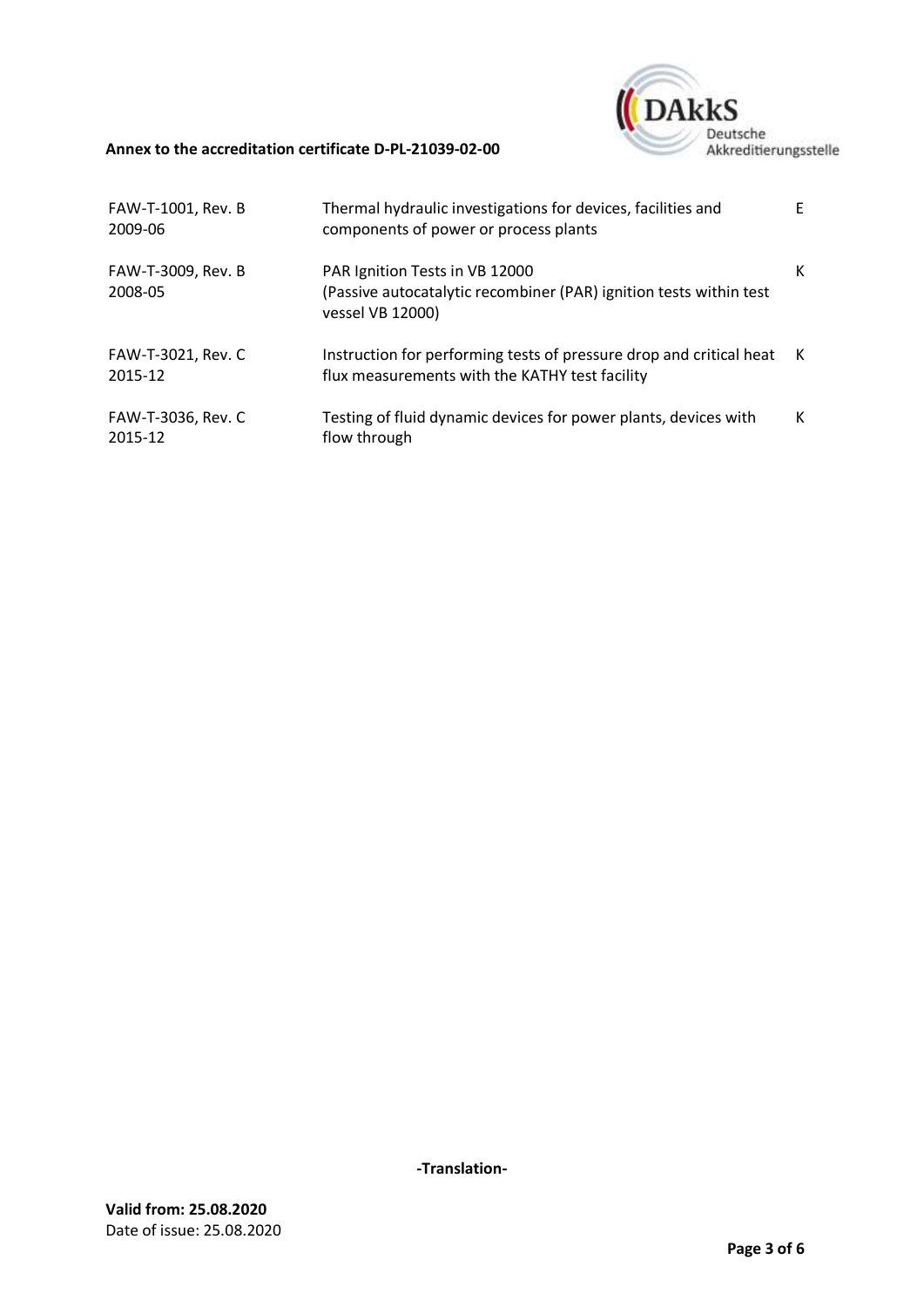**Annex to the accreditation certificate D-PL-21039-02-00**

| | | |
|---|---|---|
| FAW-T-1001, Rev. B 2009-06 | Thermal hydraulic investigations for devices, facilities and components of power or process plants | E |
| FAW-T-3009, Rev. B 2008-05 | PAR Ignition Tests in VB 12000 (Passive autocatalytic recombiner (PAR) ignition tests within test vessel VB 12000) | K |
| FAW-T-3021, Rev. C 2015-12 | Instruction for performing tests of pressure drop and critical heat flux measurements with the KATHY test facility | K |
| FAW-T-3036, Rev. C 2015-12 | Testing of fluid dynamic devices for power plants, devices with flow through | K |

-Translation-

**Valid from: 25.08.2020**
Date of issue: 25.08.2020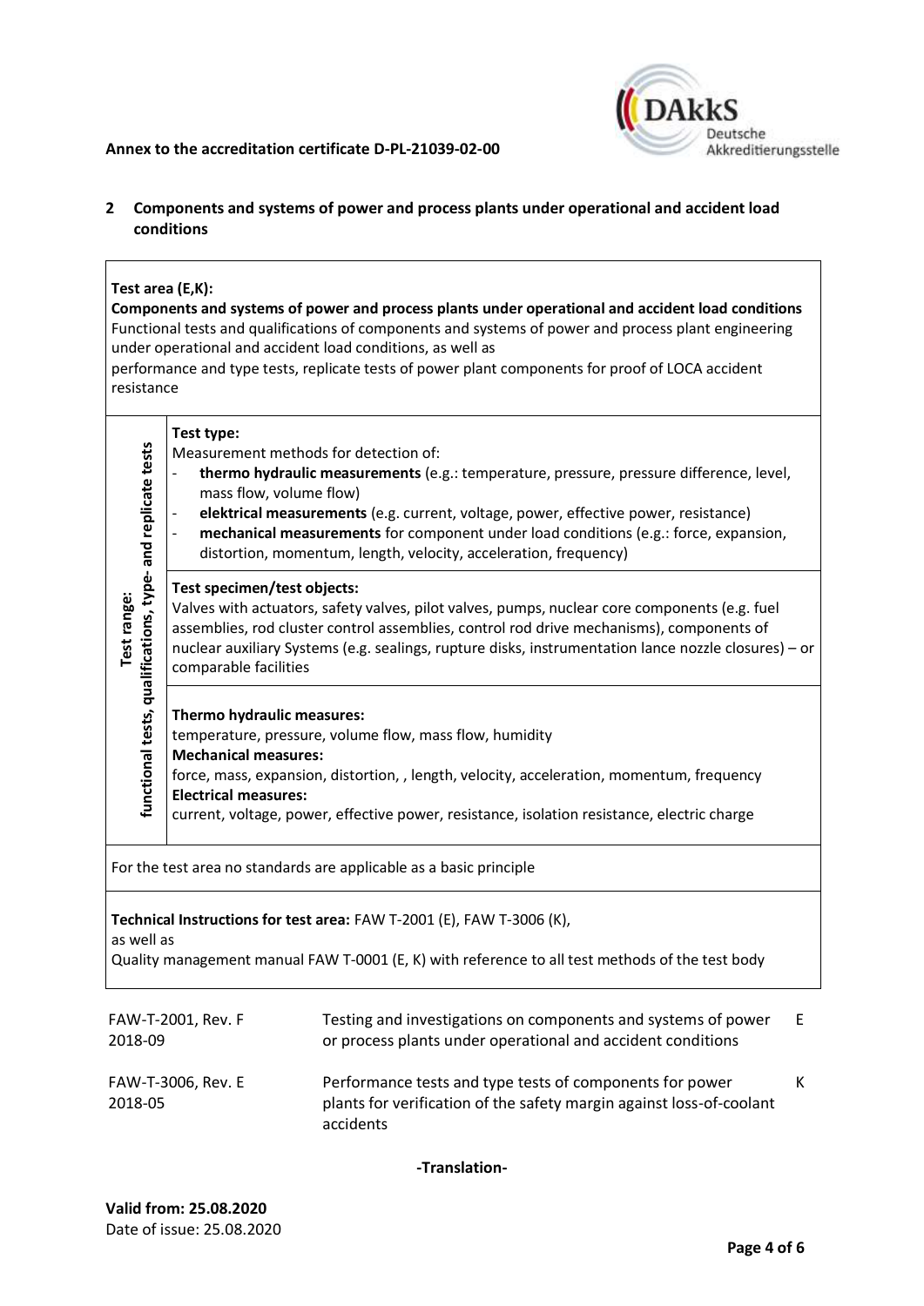**Annex to the accreditation certificate D-PL-21039-02-00**

## 2 Components and systems of power and process plants under operational and accident load conditions

**Test area (E,K):**
**Components and systems of power and process plants under operational and accident load conditions**
Functional tests and qualifications of components and systems of power and process plant engineering under operational and accident load conditions, as well as
performance and type tests, replicate tests of power plant components for proof of LOCA accident resistance

| **Test range:** functional tests, qualifications, type- and replicate tests | |
|---|---|
| | **Test type:**<br>Measurement methods for detection of:<br>- **thermo hydraulic measurements** (e.g.: temperature, pressure, pressure difference, level, mass flow, volume flow)<br>- **elektrical measurements** (e.g. current, voltage, power, effective power, resistance)<br>- **mechanical measurements** for component under load conditions (e.g.: force, expansion, distortion, momentum, length, velocity, acceleration, frequency) |
| | **Test specimen/test objects:**<br>Valves with actuators, safety valves, pilot valves, pumps, nuclear core components (e.g. fuel assemblies, rod cluster control assemblies, control rod drive mechanisms), components of nuclear auxiliary Systems (e.g. sealings, rupture disks, instrumentation lance nozzle closures) – or comparable facilities |
| | **Thermo hydraulic measures:**<br>temperature, pressure, volume flow, mass flow, humidity<br>**Mechanical measures:**<br>force, mass, expansion, distortion, , length, velocity, acceleration, momentum, frequency<br>**Electrical measures:**<br>current, voltage, power, effective power, resistance, isolation resistance, electric charge |

For the test area no standards are applicable as a basic principle

**Technical Instructions for test area:** FAW T-2001 (E), FAW T-3006 (K),
as well as
Quality management manual FAW T-0001 (E, K) with reference to all test methods of the test body

| | | |
|---|---|---|
| FAW-T-2001, Rev. F 2018-09 | Testing and investigations on components and systems of power or process plants under operational and accident conditions | E |
| FAW-T-3006, Rev. E 2018-05 | Performance tests and type tests of components for power plants for verification of the safety margin against loss-of-coolant accidents | K |

**-Translation-**

**Valid from: 25.08.2020**
Date of issue: 25.08.2020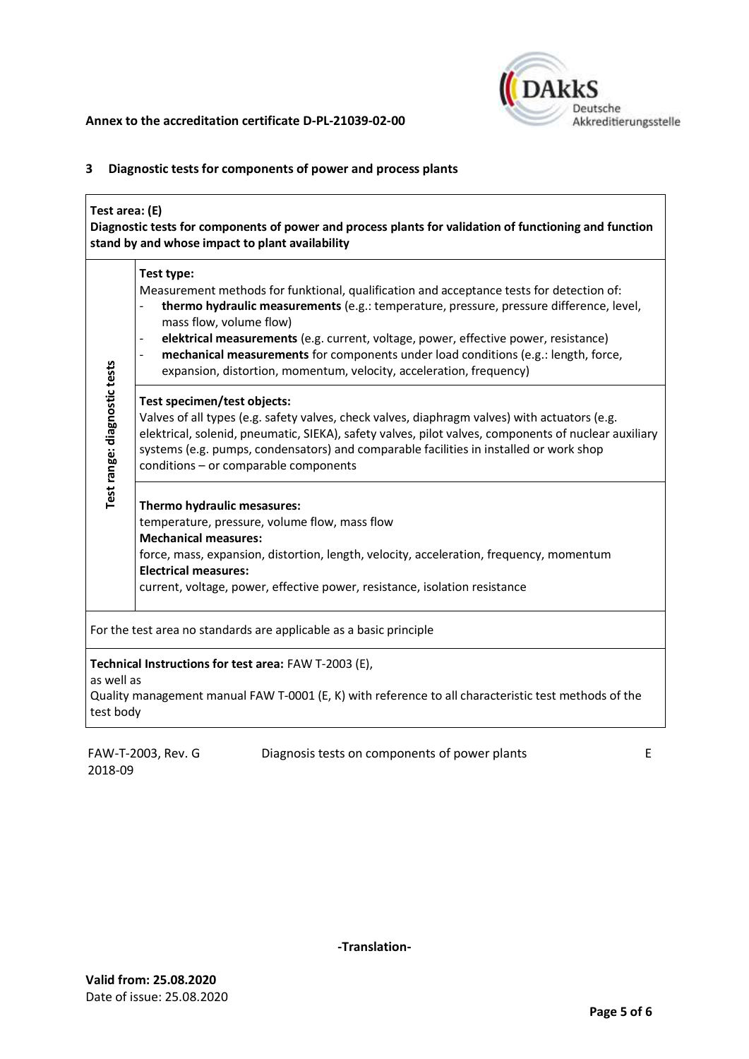## 3 Diagnostic tests for components of power and process plants

**Test area: (E)**
**Diagnostic tests for components of power and process plants for validation of functioning and function stand by and whose impact to plant availability**

| | |
|---|---|
| **Test range: diagnostic tests** | **Test type:**<br>Measurement methods for funktional, qualification and acceptance tests for detection of:<br>- **thermo hydraulic measurements** (e.g.: temperature, pressure, pressure difference, level, mass flow, volume flow)<br>- **elektrical measurements** (e.g. current, voltage, power, effective power, resistance)<br>- **mechanical measurements** for components under load conditions (e.g.: length, force, expansion, distortion, momentum, velocity, acceleration, frequency) |
| | **Test specimen/test objects:**<br>Valves of all types (e.g. safety valves, check valves, diaphragm valves) with actuators (e.g. elektrical, solenid, pneumatic, SIEKA), safety valves, pilot valves, components of nuclear auxiliary systems (e.g. pumps, condensators) and comparable facilities in installed or work shop conditions – or comparable components |
| | **Thermo hydraulic mesasures:**<br>temperature, pressure, volume flow, mass flow<br>**Mechanical measures:**<br>force, mass, expansion, distortion, length, velocity, acceleration, frequency, momentum<br>**Electrical measures:**<br>current, voltage, power, effective power, resistance, isolation resistance |

For the test area no standards are applicable as a basic principle

**Technical Instructions for test area:** FAW T-2003 (E),
as well as
Quality management manual FAW T-0001 (E, K) with reference to all characteristic test methods of the test body

| | | |
|---|---|---|
| FAW-T-2003, Rev. G 2018-09 | Diagnosis tests on components of power plants | E |

-Translation-

**Valid from: 25.08.2020**
Date of issue: 25.08.2020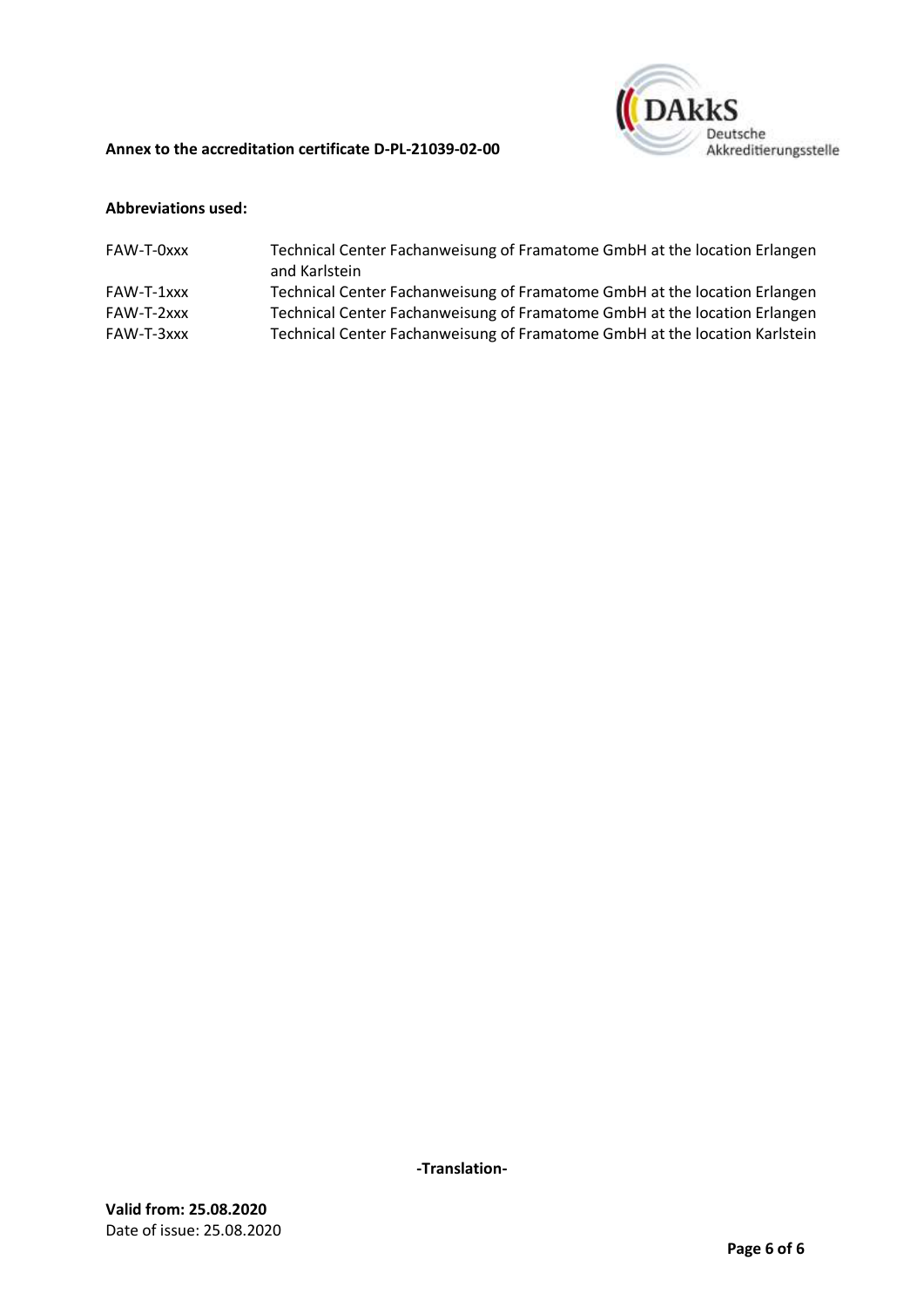**Abbreviations used:**

| | |
|---|---|
| FAW-T-0xxx | Technical Center Fachanweisung of Framatome GmbH at the location Erlangen and Karlstein |
| FAW-T-1xxx | Technical Center Fachanweisung of Framatome GmbH at the location Erlangen |
| FAW-T-2xxx | Technical Center Fachanweisung of Framatome GmbH at the location Erlangen |
| FAW-T-3xxx | Technical Center Fachanweisung of Framatome GmbH at the location Karlstein |